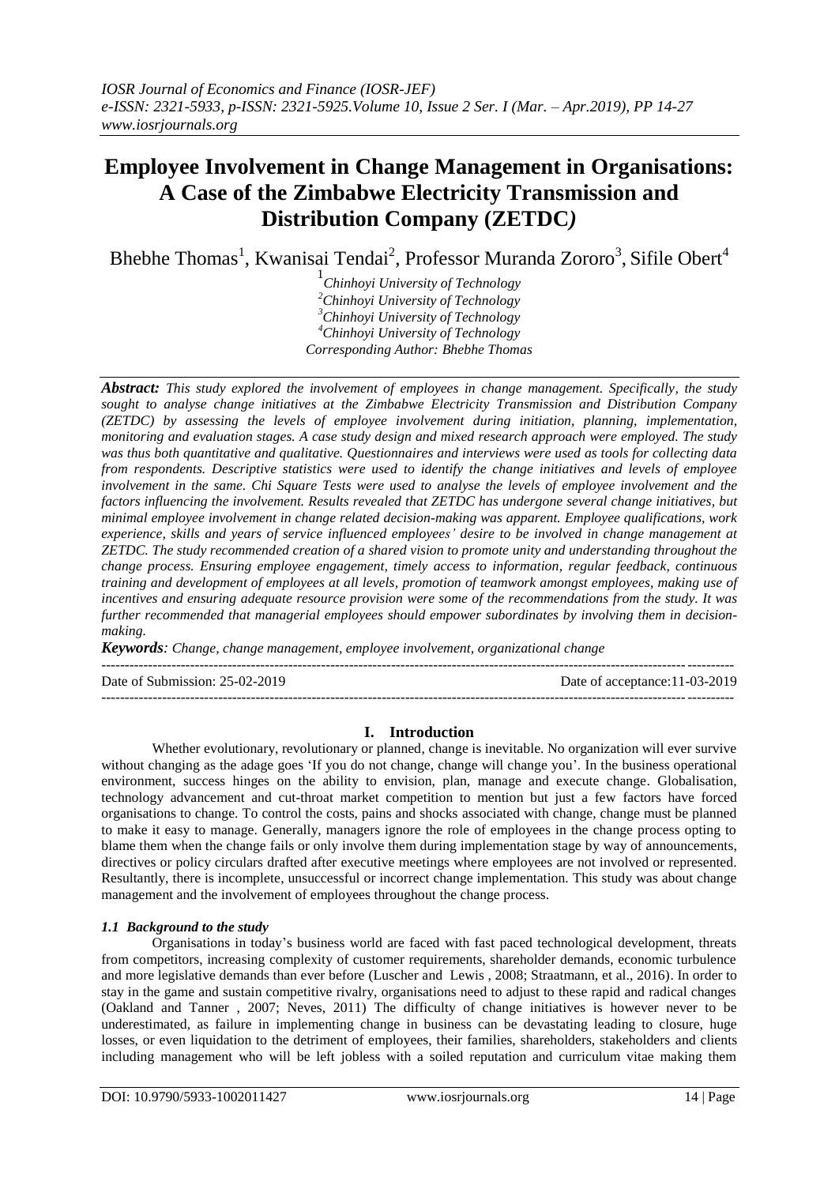# Employee Involvement in Change Management in Organisations: A Case of the Zimbabwe Electricity Transmission and Distribution Company (ZETDC)

Bhebhe Thomas[1], Kwanisai Tendai[2], Professor Muranda Zororo[3], Sifile Obert[4]

[1]*Chinhoyi University of Technology*
[2]*Chinhoyi University of Technology*
[3]*Chinhoyi University of Technology*
[4]*Chinhoyi University of Technology*
*Corresponding Author: Bhebhe Thomas*

***Abstract:*** *This study explored the involvement of employees in change management. Specifically, the study sought to analyse change initiatives at the Zimbabwe Electricity Transmission and Distribution Company (ZETDC) by assessing the levels of employee involvement during initiation, planning, implementation, monitoring and evaluation stages. A case study design and mixed research approach were employed. The study was thus both quantitative and qualitative. Questionnaires and interviews were used as tools for collecting data from respondents. Descriptive statistics were used to identify the change initiatives and levels of employee involvement in the same. Chi Square Tests were used to analyse the levels of employee involvement and the factors influencing the involvement. Results revealed that ZETDC has undergone several change initiatives, but minimal employee involvement in change related decision-making was apparent. Employee qualifications, work experience, skills and years of service influenced employees' desire to be involved in change management at ZETDC. The study recommended creation of a shared vision to promote unity and understanding throughout the change process. Ensuring employee engagement, timely access to information, regular feedback, continuous training and development of employees at all levels, promotion of teamwork amongst employees, making use of incentives and ensuring adequate resource provision were some of the recommendations from the study. It was further recommended that managerial employees should empower subordinates by involving them in decision-making.*

***Keywords****: Change, change management, employee involvement, organizational change*

---

Date of Submission: 25-02-2019 | Date of acceptance:11-03-2019

---

## I. Introduction

Whether evolutionary, revolutionary or planned, change is inevitable. No organization will ever survive without changing as the adage goes 'If you do not change, change will change you'. In the business operational environment, success hinges on the ability to envision, plan, manage and execute change. Globalisation, technology advancement and cut-throat market competition to mention but just a few factors have forced organisations to change. To control the costs, pains and shocks associated with change, change must be planned to make it easy to manage. Generally, managers ignore the role of employees in the change process opting to blame them when the change fails or only involve them during implementation stage by way of announcements, directives or policy circulars drafted after executive meetings where employees are not involved or represented. Resultantly, there is incomplete, unsuccessful or incorrect change implementation. This study was about change management and the involvement of employees throughout the change process.

### *1.1 Background to the study*

Organisations in today's business world are faced with fast paced technological development, threats from competitors, increasing complexity of customer requirements, shareholder demands, economic turbulence and more legislative demands than ever before (Luscher and Lewis , 2008; Straatmann, et al., 2016). In order to stay in the game and sustain competitive rivalry, organisations need to adjust to these rapid and radical changes (Oakland and Tanner , 2007; Neves, 2011) The difficulty of change initiatives is however never to be underestimated, as failure in implementing change in business can be devastating leading to closure, huge losses, or even liquidation to the detriment of employees, their families, shareholders, stakeholders and clients including management who will be left jobless with a soiled reputation and curriculum vitae making them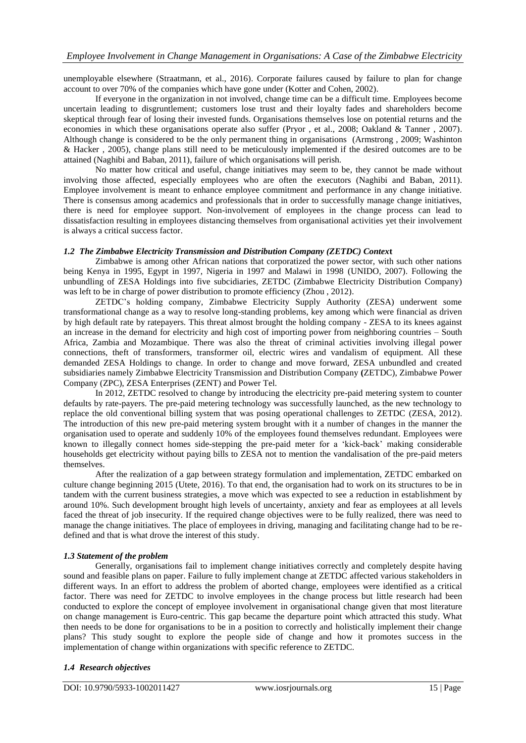unemployable elsewhere (Straatmann, et al., 2016). Corporate failures caused by failure to plan for change account to over 70% of the companies which have gone under (Kotter and Cohen, 2002).

If everyone in the organization in not involved, change time can be a difficult time. Employees become uncertain leading to disgruntlement; customers lose trust and their loyalty fades and shareholders become skeptical through fear of losing their invested funds. Organisations themselves lose on potential returns and the economies in which these organisations operate also suffer (Pryor , et al., 2008; Oakland & Tanner , 2007). Although change is considered to be the only permanent thing in organisations (Armstrong , 2009; Washinton & Hacker , 2005), change plans still need to be meticulously implemented if the desired outcomes are to be attained (Naghibi and Baban, 2011), failure of which organisations will perish.

No matter how critical and useful, change initiatives may seem to be, they cannot be made without involving those affected, especially employees who are often the executors (Naghibi and Baban, 2011). Employee involvement is meant to enhance employee commitment and performance in any change initiative. There is consensus among academics and professionals that in order to successfully manage change initiatives, there is need for employee support. Non-involvement of employees in the change process can lead to dissatisfaction resulting in employees distancing themselves from organisational activities yet their involvement is always a critical success factor.

### *1.2 The Zimbabwe Electricity Transmission and Distribution Company (ZETDC) Context*

Zimbabwe is among other African nations that corporatized the power sector, with such other nations being Kenya in 1995, Egypt in 1997, Nigeria in 1997 and Malawi in 1998 (UNIDO, 2007). Following the unbundling of ZESA Holdings into five subcidiaries, ZETDC (Zimbabwe Electricity Distribution Company) was left to be in charge of power distribution to promote efficiency (Zhou , 2012).

ZETDC's holding company, Zimbabwe Electricity Supply Authority (ZESA) underwent some transformational change as a way to resolve long-standing problems, key among which were financial as driven by high default rate by ratepayers. This threat almost brought the holding company - ZESA to its knees against an increase in the demand for electricity and high cost of importing power from neighboring countries – South Africa, Zambia and Mozambique. There was also the threat of criminal activities involving illegal power connections, theft of transformers, transformer oil, electric wires and vandalism of equipment. All these demanded ZESA Holdings to change. In order to change and move forward, ZESA unbundled and created subsidiaries namely Zimbabwe Electricity Transmission and Distribution Company **(**ZETDC), Zimbabwe Power Company (ZPC), ZESA Enterprises (ZENT) and Power Tel.

In 2012, ZETDC resolved to change by introducing the electricity pre-paid metering system to counter defaults by rate-payers. The pre-paid metering technology was successfully launched, as the new technology to replace the old conventional billing system that was posing operational challenges to ZETDC (ZESA, 2012). The introduction of this new pre-paid metering system brought with it a number of changes in the manner the organisation used to operate and suddenly 10% of the employees found themselves redundant. Employees were known to illegally connect homes side-stepping the pre-paid meter for a 'kick-back' making considerable households get electricity without paying bills to ZESA not to mention the vandalisation of the pre-paid meters themselves.

After the realization of a gap between strategy formulation and implementation, ZETDC embarked on culture change beginning 2015 (Utete, 2016). To that end, the organisation had to work on its structures to be in tandem with the current business strategies, a move which was expected to see a reduction in establishment by around 10%. Such development brought high levels of uncertainty, anxiety and fear as employees at all levels faced the threat of job insecurity. If the required change objectives were to be fully realized, there was need to manage the change initiatives. The place of employees in driving, managing and facilitating change had to be re-defined and that is what drove the interest of this study.

### *1.3 Statement of the problem*

Generally, organisations fail to implement change initiatives correctly and completely despite having sound and feasible plans on paper. Failure to fully implement change at ZETDC affected various stakeholders in different ways. In an effort to address the problem of aborted change, employees were identified as a critical factor. There was need for ZETDC to involve employees in the change process but little research had been conducted to explore the concept of employee involvement in organisational change given that most literature on change management is Euro-centric. This gap became the departure point which attracted this study. What then needs to be done for organisations to be in a position to correctly and holistically implement their change plans? This study sought to explore the people side of change and how it promotes success in the implementation of change within organizations with specific reference to ZETDC.

### *1.4 Research objectives*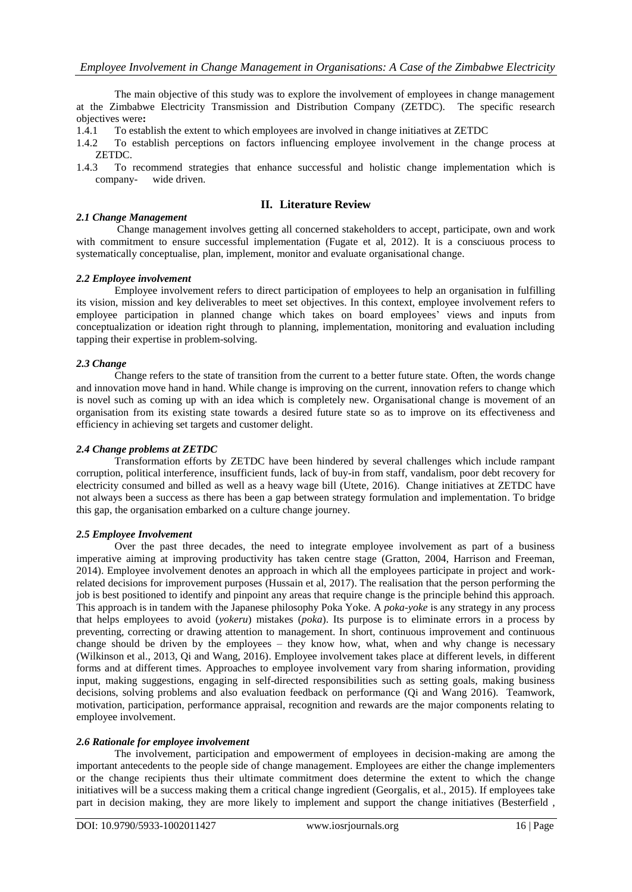The main objective of this study was to explore the involvement of employees in change management at the Zimbabwe Electricity Transmission and Distribution Company (ZETDC). The specific research objectives were**:**

1.4.1 To establish the extent to which employees are involved in change initiatives at ZETDC

1.4.2 To establish perceptions on factors influencing employee involvement in the change process at ZETDC.

1.4.3 To recommend strategies that enhance successful and holistic change implementation which is company- wide driven.

## II. Literature Review

### *2.1 Change Management*

Change management involves getting all concerned stakeholders to accept, participate, own and work with commitment to ensure successful implementation (Fugate et al, 2012). It is a consciuous process to systematically conceptualise, plan, implement, monitor and evaluate organisational change.

### *2.2 Employee involvement*

Employee involvement refers to direct participation of employees to help an organisation in fulfilling its vision, mission and key deliverables to meet set objectives. In this context, employee involvement refers to employee participation in planned change which takes on board employees' views and inputs from conceptualization or ideation right through to planning, implementation, monitoring and evaluation including tapping their expertise in problem-solving.

### *2.3 Change*

Change refers to the state of transition from the current to a better future state. Often, the words change and innovation move hand in hand. While change is improving on the current, innovation refers to change which is novel such as coming up with an idea which is completely new. Organisational change is movement of an organisation from its existing state towards a desired future state so as to improve on its effectiveness and efficiency in achieving set targets and customer delight.

### *2.4 Change problems at ZETDC*

Transformation efforts by ZETDC have been hindered by several challenges which include rampant corruption, political interference, insufficient funds, lack of buy-in from staff, vandalism, poor debt recovery for electricity consumed and billed as well as a heavy wage bill (Utete, 2016). Change initiatives at ZETDC have not always been a success as there has been a gap between strategy formulation and implementation. To bridge this gap, the organisation embarked on a culture change journey.

### *2.5 Employee Involvement*

Over the past three decades, the need to integrate employee involvement as part of a business imperative aiming at improving productivity has taken centre stage (Gratton, 2004, Harrison and Freeman, 2014). Employee involvement denotes an approach in which all the employees participate in project and work-related decisions for improvement purposes (Hussain et al, 2017). The realisation that the person performing the job is best positioned to identify and pinpoint any areas that require change is the principle behind this approach. This approach is in tandem with the Japanese philosophy Poka Yoke. A *poka-yoke* is any strategy in any process that helps employees to avoid (*yokeru*) mistakes (*poka*). Its purpose is to eliminate errors in a process by preventing, correcting or drawing attention to management. In short, continuous improvement and continuous change should be driven by the employees – they know how, what, when and why change is necessary (Wilkinson et al., 2013, Qi and Wang, 2016). Employee involvement takes place at different levels, in different forms and at different times. Approaches to employee involvement vary from sharing information, providing input, making suggestions, engaging in self-directed responsibilities such as setting goals, making business decisions, solving problems and also evaluation feedback on performance (Qi and Wang 2016). Teamwork, motivation, participation, performance appraisal, recognition and rewards are the major components relating to employee involvement.

### *2.6 Rationale for employee involvement*

The involvement, participation and empowerment of employees in decision-making are among the important antecedents to the people side of change management. Employees are either the change implementers or the change recipients thus their ultimate commitment does determine the extent to which the change initiatives will be a success making them a critical change ingredient (Georgalis, et al., 2015). If employees take part in decision making, they are more likely to implement and support the change initiatives (Besterfield ,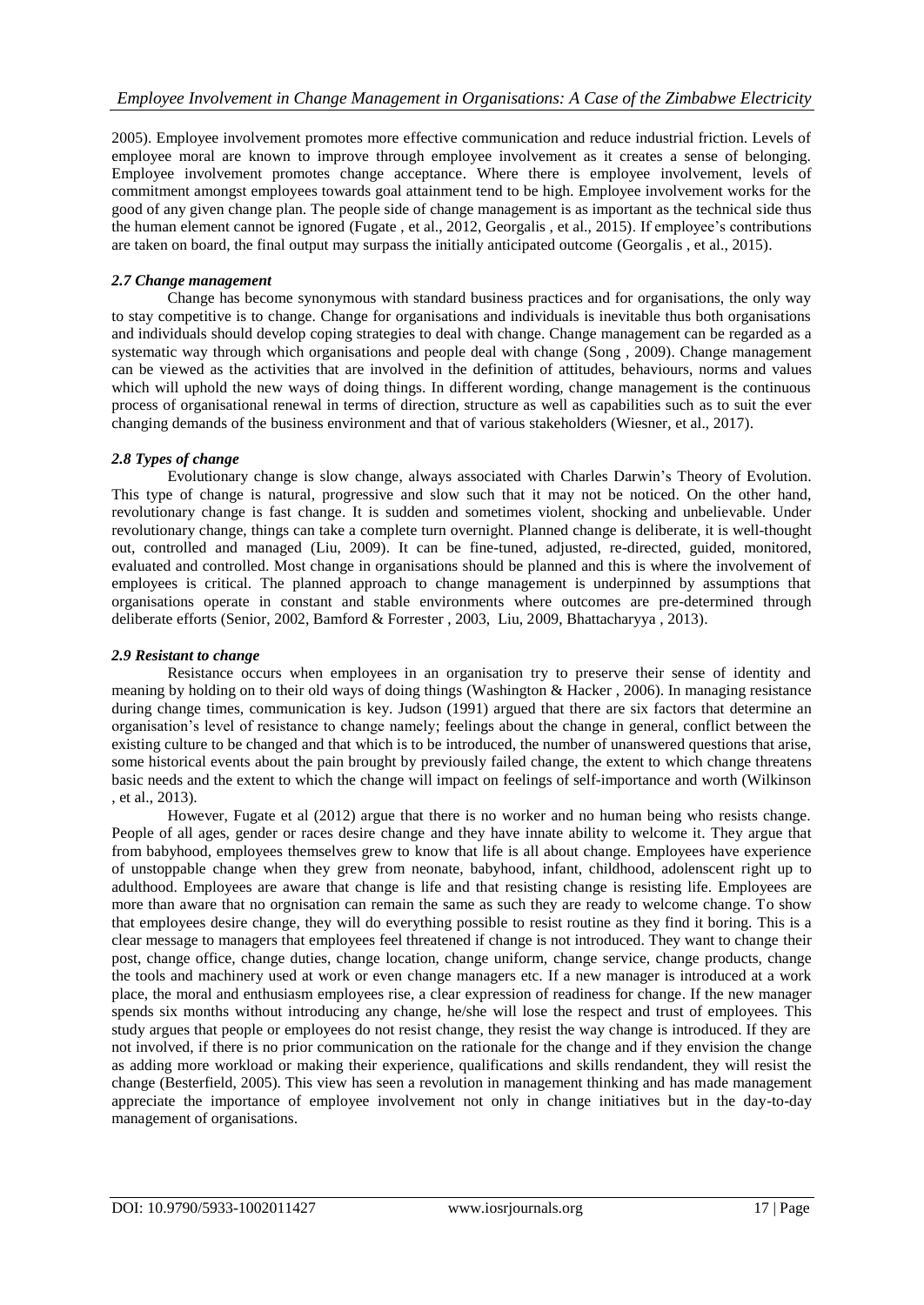2005). Employee involvement promotes more effective communication and reduce industrial friction. Levels of employee moral are known to improve through employee involvement as it creates a sense of belonging. Employee involvement promotes change acceptance. Where there is employee involvement, levels of commitment amongst employees towards goal attainment tend to be high. Employee involvement works for the good of any given change plan. The people side of change management is as important as the technical side thus the human element cannot be ignored (Fugate , et al., 2012, Georgalis , et al., 2015). If employee's contributions are taken on board, the final output may surpass the initially anticipated outcome (Georgalis , et al., 2015).

### *2.7 Change management*

Change has become synonymous with standard business practices and for organisations, the only way to stay competitive is to change. Change for organisations and individuals is inevitable thus both organisations and individuals should develop coping strategies to deal with change. Change management can be regarded as a systematic way through which organisations and people deal with change (Song , 2009). Change management can be viewed as the activities that are involved in the definition of attitudes, behaviours, norms and values which will uphold the new ways of doing things. In different wording, change management is the continuous process of organisational renewal in terms of direction, structure as well as capabilities such as to suit the ever changing demands of the business environment and that of various stakeholders (Wiesner, et al., 2017).

### *2.8 Types of change*

Evolutionary change is slow change, always associated with Charles Darwin's Theory of Evolution. This type of change is natural, progressive and slow such that it may not be noticed. On the other hand, revolutionary change is fast change. It is sudden and sometimes violent, shocking and unbelievable. Under revolutionary change, things can take a complete turn overnight. Planned change is deliberate, it is well-thought out, controlled and managed (Liu, 2009). It can be fine-tuned, adjusted, re-directed, guided, monitored, evaluated and controlled. Most change in organisations should be planned and this is where the involvement of employees is critical. The planned approach to change management is underpinned by assumptions that organisations operate in constant and stable environments where outcomes are pre-determined through deliberate efforts (Senior, 2002, Bamford & Forrester , 2003, Liu, 2009, Bhattacharyya , 2013).

### *2.9 Resistant to change*

Resistance occurs when employees in an organisation try to preserve their sense of identity and meaning by holding on to their old ways of doing things (Washington & Hacker , 2006). In managing resistance during change times, communication is key. Judson (1991) argued that there are six factors that determine an organisation's level of resistance to change namely; feelings about the change in general, conflict between the existing culture to be changed and that which is to be introduced, the number of unanswered questions that arise, some historical events about the pain brought by previously failed change, the extent to which change threatens basic needs and the extent to which the change will impact on feelings of self-importance and worth (Wilkinson , et al., 2013).

However, Fugate et al (2012) argue that there is no worker and no human being who resists change. People of all ages, gender or races desire change and they have innate ability to welcome it. They argue that from babyhood, employees themselves grew to know that life is all about change. Employees have experience of unstoppable change when they grew from neonate, babyhood, infant, childhood, adolenscent right up to adulthood. Employees are aware that change is life and that resisting change is resisting life. Employees are more than aware that no orgnisation can remain the same as such they are ready to welcome change. To show that employees desire change, they will do everything possible to resist routine as they find it boring. This is a clear message to managers that employees feel threatened if change is not introduced. They want to change their post, change office, change duties, change location, change uniform, change service, change products, change the tools and machinery used at work or even change managers etc. If a new manager is introduced at a work place, the moral and enthusiasm employees rise, a clear expression of readiness for change. If the new manager spends six months without introducing any change, he/she will lose the respect and trust of employees. This study argues that people or employees do not resist change, they resist the way change is introduced. If they are not involved, if there is no prior communication on the rationale for the change and if they envision the change as adding more workload or making their experience, qualifications and skills rendandent, they will resist the change (Besterfield, 2005). This view has seen a revolution in management thinking and has made management appreciate the importance of employee involvement not only in change initiatives but in the day-to-day management of organisations.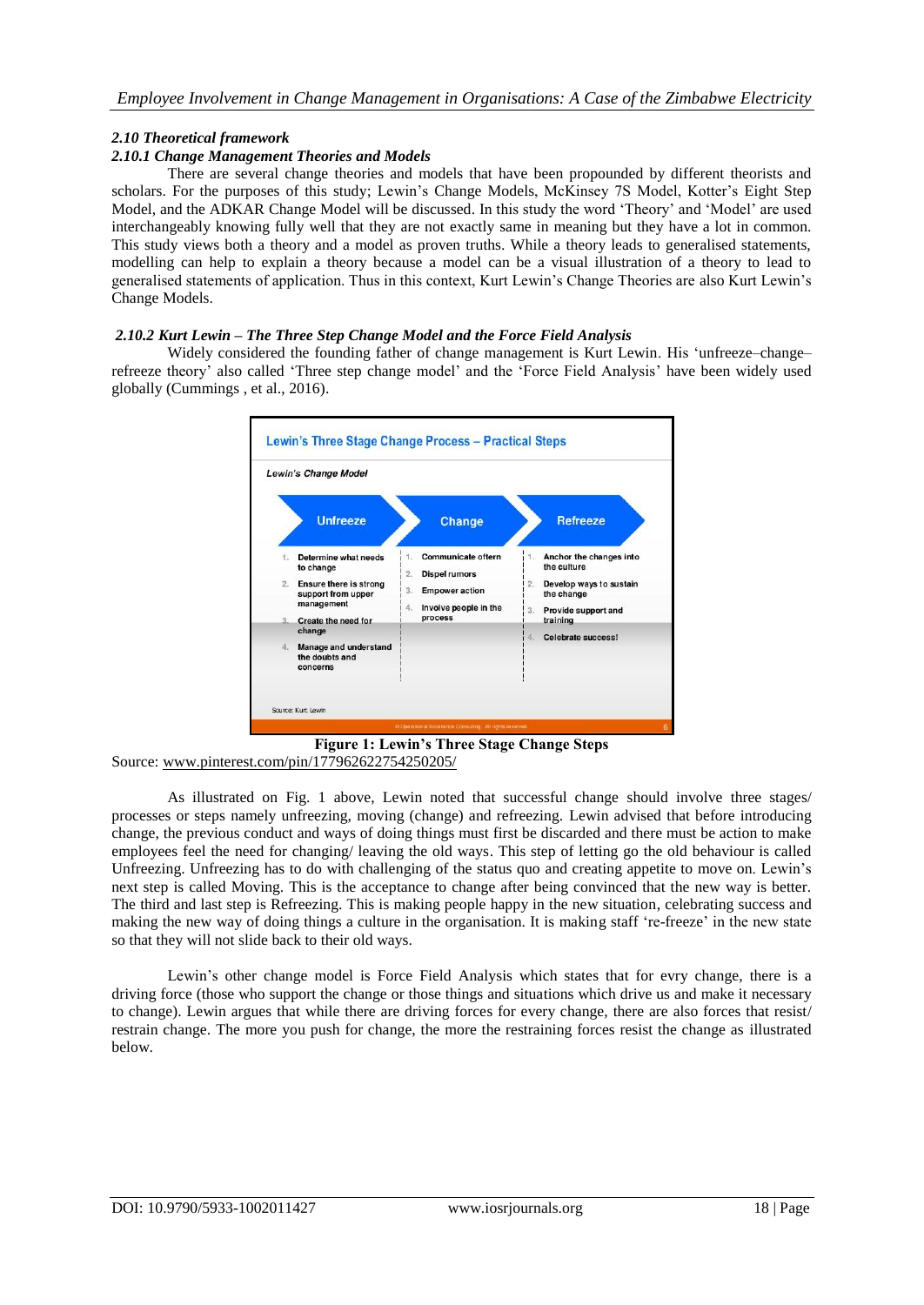### 2.10 Theoretical framework

#### 2.10.1 Change Management Theories and Models

There are several change theories and models that have been propounded by different theorists and scholars. For the purposes of this study; Lewin's Change Models, McKinsey 7S Model, Kotter's Eight Step Model, and the ADKAR Change Model will be discussed. In this study the word 'Theory' and 'Model' are used interchangeably knowing fully well that they are not exactly same in meaning but they have a lot in common. This study views both a theory and a model as proven truths. While a theory leads to generalised statements, modelling can help to explain a theory because a model can be a visual illustration of a theory to lead to generalised statements of application. Thus in this context, Kurt Lewin's Change Theories are also Kurt Lewin's Change Models.

#### 2.10.2 Kurt Lewin – The Three Step Change Model and the Force Field Analysis

Widely considered the founding father of change management is Kurt Lewin. His 'unfreeze–change–refreeze theory' also called 'Three step change model' and the 'Force Field Analysis' have been widely used globally (Cummings , et al., 2016).

**Lewin's Three Stage Change Process – Practical Steps**

*Lewin's Change Model*

| Unfreeze | Change | Refreeze |
| --- | --- | --- |
| 1. Determine what needs to change | 1. Communicate oftern | 1. Anchor the changes into the culture |
| 2. Ensure there is strong support from upper management | 2. Dispel rumors | 2. Develop ways to sustain the change |
| 3. Create the need for change | 3. Empower action | 3. Provide support and training |
| 4. Manage and understand the doubts and concerns | 4. Involve people in the process | 4. Celebrate success! |

Source: Kurt Lewin

**Figure 1: Lewin's Three Stage Change Steps**

Source: www.pinterest.com/pin/177962622754250205/

As illustrated on Fig. 1 above, Lewin noted that successful change should involve three stages/ processes or steps namely unfreezing, moving (change) and refreezing. Lewin advised that before introducing change, the previous conduct and ways of doing things must first be discarded and there must be action to make employees feel the need for changing/ leaving the old ways. This step of letting go the old behaviour is called Unfreezing. Unfreezing has to do with challenging of the status quo and creating appetite to move on. Lewin's next step is called Moving. This is the acceptance to change after being convinced that the new way is better. The third and last step is Refreezing. This is making people happy in the new situation, celebrating success and making the new way of doing things a culture in the organisation. It is making staff 're-freeze' in the new state so that they will not slide back to their old ways.

Lewin's other change model is Force Field Analysis which states that for evry change, there is a driving force (those who support the change or those things and situations which drive us and make it necessary to change). Lewin argues that while there are driving forces for every change, there are also forces that resist/ restrain change. The more you push for change, the more the restraining forces resist the change as illustrated below.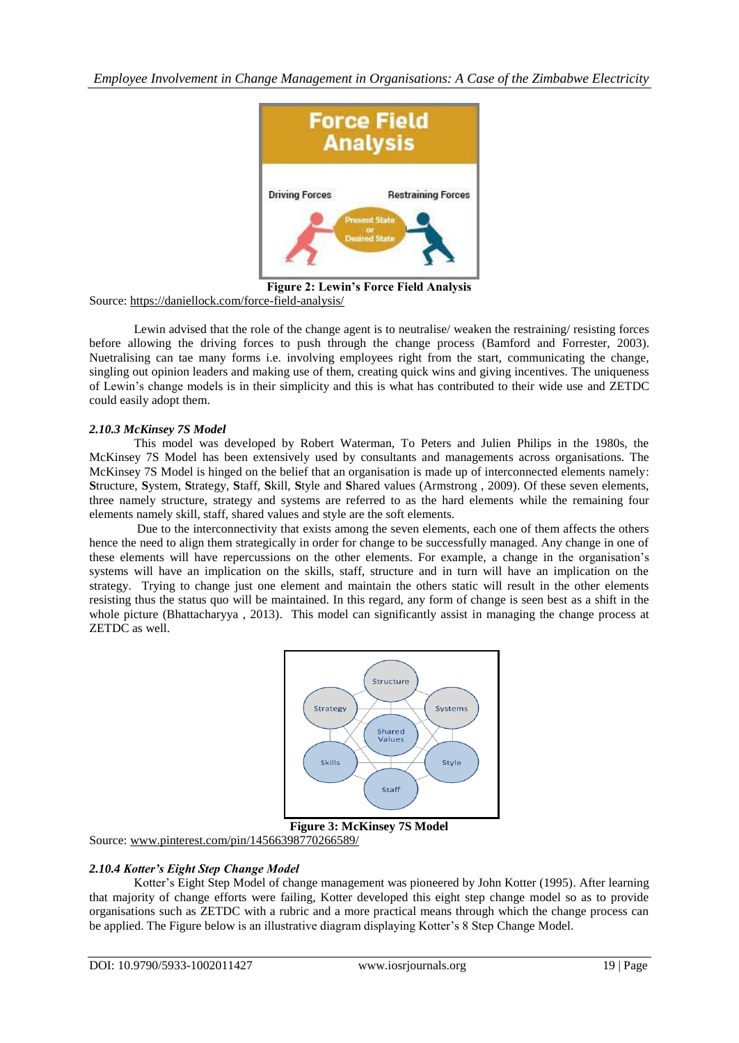**Figure 2: Lewin's Force Field Analysis**

Source: https://daniellock.com/force-field-analysis/

Lewin advised that the role of the change agent is to neutralise/ weaken the restraining/ resisting forces before allowing the driving forces to push through the change process (Bamford and Forrester, 2003). Nuetralising can tae many forms i.e. involving employees right from the start, communicating the change, singling out opinion leaders and making use of them, creating quick wins and giving incentives. The uniqueness of Lewin's change models is in their simplicity and this is what has contributed to their wide use and ZETDC could easily adopt them.

### *2.10.3 McKinsey 7S Model*

This model was developed by Robert Waterman, To Peters and Julien Philips in the 1980s, the McKinsey 7S Model has been extensively used by consultants and managements across organisations. The McKinsey 7S Model is hinged on the belief that an organisation is made up of interconnected elements namely: **S**tructure, **S**ystem, **S**trategy, **S**taff, **S**kill, **S**tyle and **S**hared values (Armstrong , 2009). Of these seven elements, three namely structure, strategy and systems are referred to as the hard elements while the remaining four elements namely skill, staff, shared values and style are the soft elements.

Due to the interconnectivity that exists among the seven elements, each one of them affects the others hence the need to align them strategically in order for change to be successfully managed. Any change in one of these elements will have repercussions on the other elements. For example, a change in the organisation's systems will have an implication on the skills, staff, structure and in turn will have an implication on the strategy. Trying to change just one element and maintain the others static will result in the other elements resisting thus the status quo will be maintained. In this regard, any form of change is seen best as a shift in the whole picture (Bhattacharyya , 2013). This model can significantly assist in managing the change process at ZETDC as well.

**Figure 3: McKinsey 7S Model**

Source: www.pinterest.com/pin/145663987702665​89/

### *2.10.4 Kotter's Eight Step Change Model*

Kotter's Eight Step Model of change management was pioneered by John Kotter (1995). After learning that majority of change efforts were failing, Kotter developed this eight step change model so as to provide organisations such as ZETDC with a rubric and a more practical means through which the change process can be applied. The Figure below is an illustrative diagram displaying Kotter's 8 Step Change Model.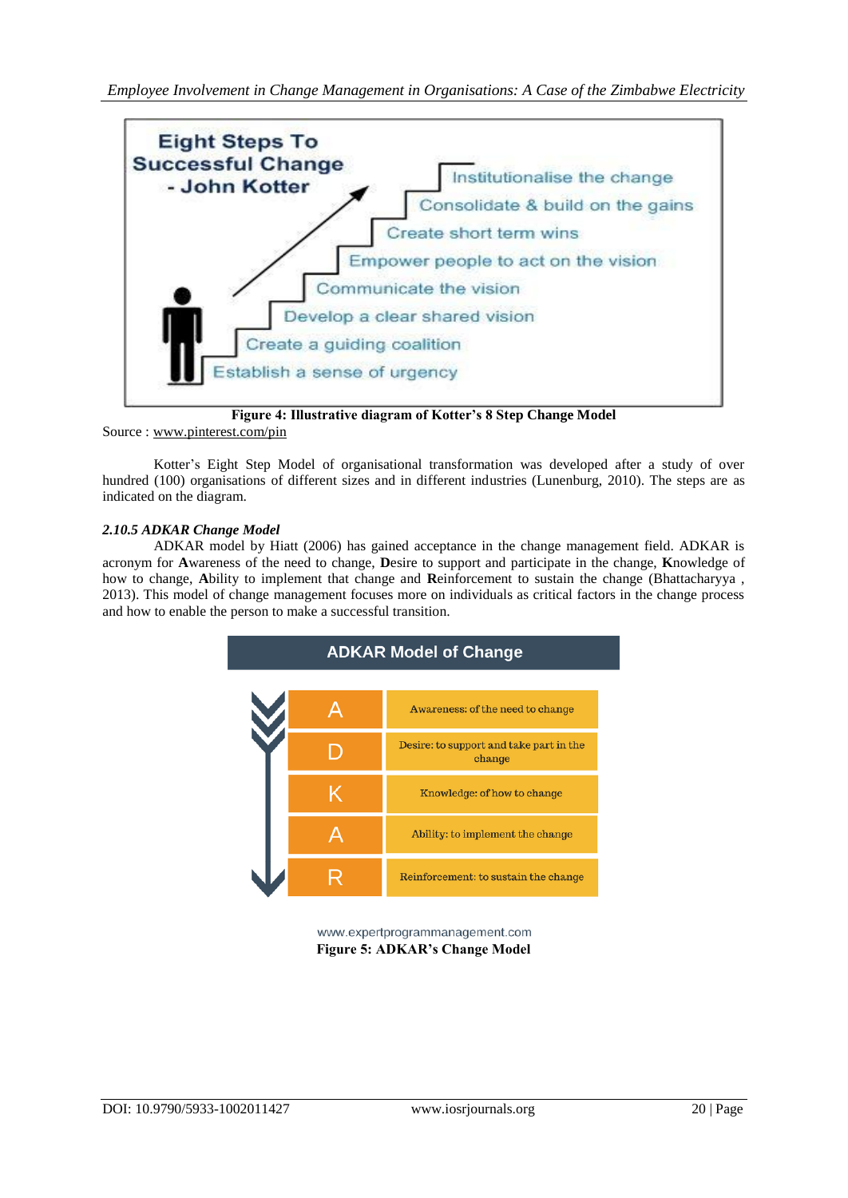**Eight Steps To Successful Change - John Kotter**

- Establish a sense of urgency
- Create a guiding coalition
- Develop a clear shared vision
- Communicate the vision
- Empower people to act on the vision
- Create short term wins
- Consolidate & build on the gains
- Institutionalise the change

**Figure 4: Illustrative diagram of Kotter's 8 Step Change Model**

Source : www.pinterest.com/pin

Kotter's Eight Step Model of organisational transformation was developed after a study of over hundred (100) organisations of different sizes and in different industries (Lunenburg, 2010). The steps are as indicated on the diagram.

#### *2.10.5 ADKAR Change Model*

ADKAR model by Hiatt (2006) has gained acceptance in the change management field. ADKAR is acronym for **A**wareness of the need to change, **D**esire to support and participate in the change, **K**nowledge of how to change, **A**bility to implement that change and **R**einforcement to sustain the change (Bhattacharyya , 2013). This model of change management focuses more on individuals as critical factors in the change process and how to enable the person to make a successful transition.

**ADKAR Model of Change**

| | |
|---|---|
| A | Awareness: of the need to change |
| D | Desire: to support and take part in the change |
| K | Knowledge: of how to change |
| A | Ability: to implement the change |
| R | Reinforcement: to sustain the change |

www.expertprogrammanagement.com

**Figure 5: ADKAR's Change Model**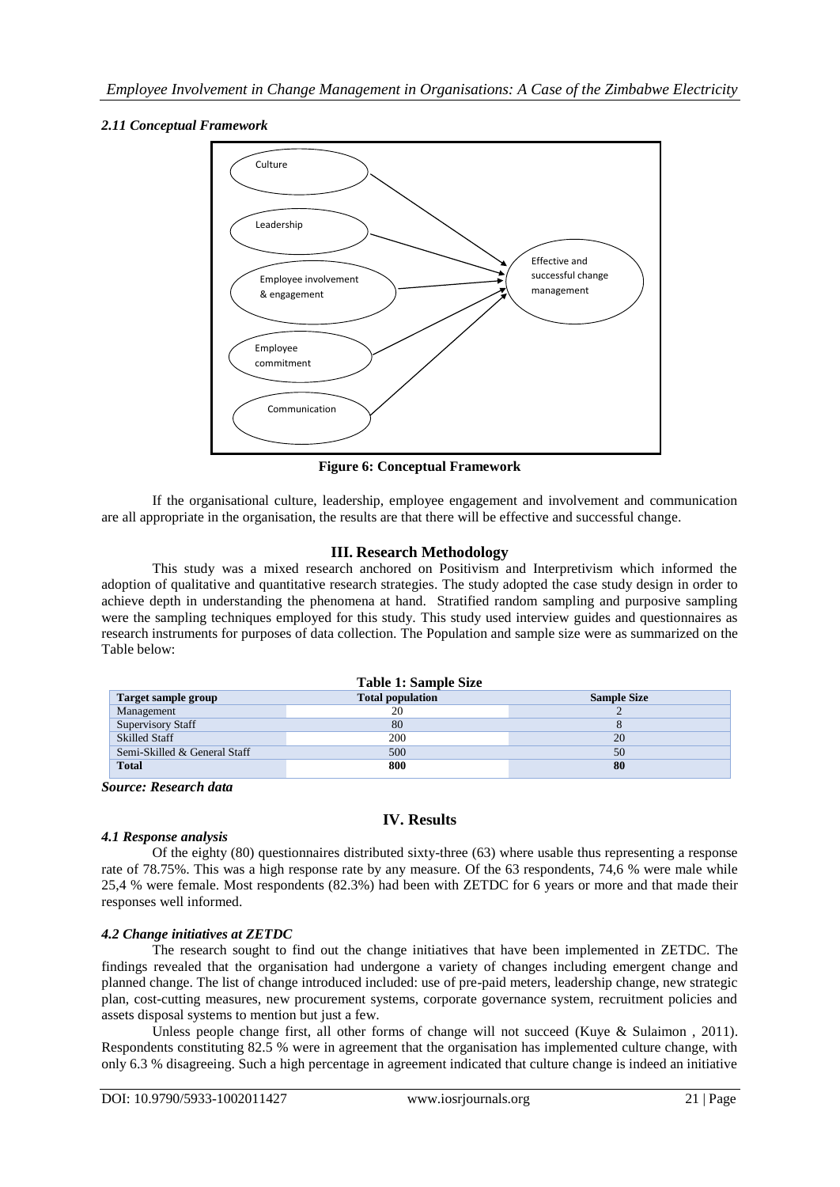### *2.11 Conceptual Framework*

Culture

Leadership

Employee involvement & engagement

Employee commitment

Communication

Effective and successful change management

**Figure 6: Conceptual Framework**

If the organisational culture, leadership, employee engagement and involvement and communication are all appropriate in the organisation, the results are that there will be effective and successful change.

## III. Research Methodology

This study was a mixed research anchored on Positivism and Interpretivism which informed the adoption of qualitative and quantitative research strategies. The study adopted the case study design in order to achieve depth in understanding the phenomena at hand. Stratified random sampling and purposive sampling were the sampling techniques employed for this study. This study used interview guides and questionnaires as research instruments for purposes of data collection. The Population and sample size were as summarized on the Table below:

**Table 1: Sample Size**

| Target sample group | Total population | Sample Size |
|---|---|---|
| Management | 20 | 2 |
| Supervisory Staff | 80 | 8 |
| Skilled Staff | 200 | 20 |
| Semi-Skilled & General Staff | 500 | 50 |
| **Total** | **800** | **80** |

***Source: Research data***

## IV. Results

### *4.1 Response analysis*

Of the eighty (80) questionnaires distributed sixty-three (63) where usable thus representing a response rate of 78.75%. This was a high response rate by any measure. Of the 63 respondents, 74,6 % were male while 25,4 % were female. Most respondents (82.3%) had been with ZETDC for 6 years or more and that made their responses well informed.

### *4.2 Change initiatives at ZETDC*

The research sought to find out the change initiatives that have been implemented in ZETDC. The findings revealed that the organisation had undergone a variety of changes including emergent change and planned change. The list of change introduced included: use of pre-paid meters, leadership change, new strategic plan, cost-cutting measures, new procurement systems, corporate governance system, recruitment policies and assets disposal systems to mention but just a few.

Unless people change first, all other forms of change will not succeed (Kuye & Sulaimon , 2011). Respondents constituting 82.5 % were in agreement that the organisation has implemented culture change, with only 6.3 % disagreeing. Such a high percentage in agreement indicated that culture change is indeed an initiative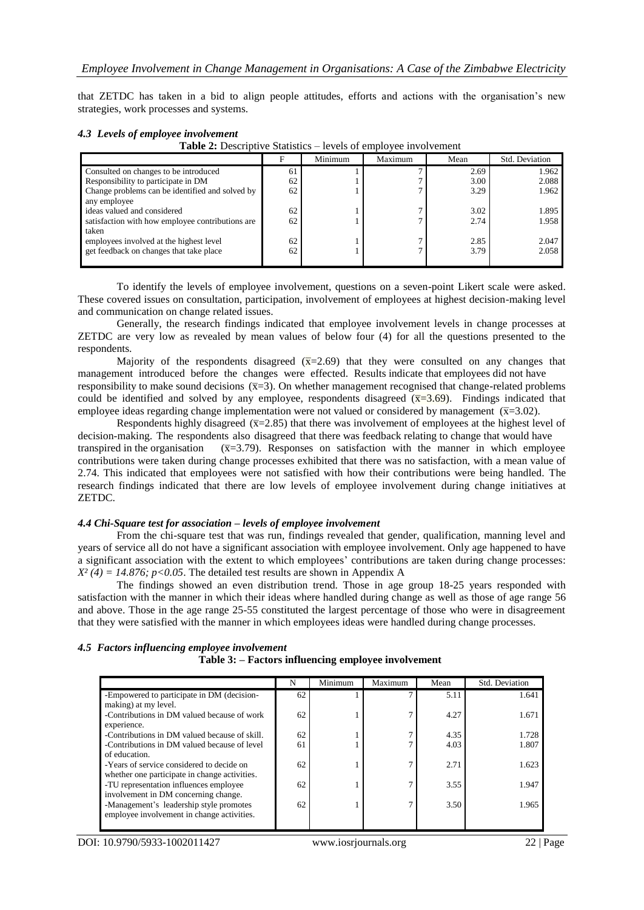that ZETDC has taken in a bid to align people attitudes, efforts and actions with the organisation's new strategies, work processes and systems.

### *4.3 Levels of employee involvement*

**Table 2:** Descriptive Statistics – levels of employee involvement

| | F | Minimum | Maximum | Mean | Std. Deviation |
|---|---|---|---|---|---|
| Consulted on changes to be introduced | 61 | 1 | 7 | 2.69 | 1.962 |
| Responsibility to participate in DM | 62 | 1 | 7 | 3.00 | 2.088 |
| Change problems can be identified and solved by any employee | 62 | 1 | 7 | 3.29 | 1.962 |
| ideas valued and considered | 62 | 1 | 7 | 3.02 | 1.895 |
| satisfaction with how employee contributions are taken | 62 | 1 | 7 | 2.74 | 1.958 |
| employees involved at the highest level | 62 | 1 | 7 | 2.85 | 2.047 |
| get feedback on changes that take place | 62 | 1 | 7 | 3.79 | 2.058 |

To identify the levels of employee involvement, questions on a seven-point Likert scale were asked. These covered issues on consultation, participation, involvement of employees at highest decision-making level and communication on change related issues.

Generally, the research findings indicated that employee involvement levels in change processes at ZETDC are very low as revealed by mean values of below four (4) for all the questions presented to the respondents.

Majority of the respondents disagreed ($\bar{x}$=2.69) that they were consulted on any changes that management introduced before the changes were effected. Results indicate that employees did not have responsibility to make sound decisions ($\bar{x}$=3). On whether management recognised that change-related problems could be identified and solved by any employee, respondents disagreed ($\bar{x}$=3.69). Findings indicated that employee ideas regarding change implementation were not valued or considered by management ($\bar{x}$=3.02).

Respondents highly disagreed ($\bar{x}$=2.85) that there was involvement of employees at the highest level of decision-making. The respondents also disagreed that there was feedback relating to change that would have transpired in the organisation ($\bar{x}$=3.79). Responses on satisfaction with the manner in which employee contributions were taken during change processes exhibited that there was no satisfaction, with a mean value of 2.74. This indicated that employees were not satisfied with how their contributions were being handled. The research findings indicated that there are low levels of employee involvement during change initiatives at ZETDC.

### *4.4 Chi-Square test for association – levels of employee involvement*

From the chi-square test that was run, findings revealed that gender, qualification, manning level and years of service all do not have a significant association with employee involvement. Only age happened to have a significant association with the extent to which employees' contributions are taken during change processes: $X^2\ (4) = 14.876;\ p<0.05$. The detailed test results are shown in Appendix A

The findings showed an even distribution trend. Those in age group 18-25 years responded with satisfaction with the manner in which their ideas where handled during change as well as those of age range 56 and above. Those in the age range 25-55 constituted the largest percentage of those who were in disagreement that they were satisfied with the manner in which employees ideas were handled during change processes.

### *4.5 Factors influencing employee involvement*

**Table 3: – Factors influencing employee involvement**

| | N | Minimum | Maximum | Mean | Std. Deviation |
|---|---|---|---|---|---|
| -Empowered to participate in DM (decision-making) at my level. | 62 | 1 | 7 | 5.11 | 1.641 |
| -Contributions in DM valued because of work experience. | 62 | 1 | 7 | 4.27 | 1.671 |
| -Contributions in DM valued because of skill. | 62 | 1 | 7 | 4.35 | 1.728 |
| -Contributions in DM valued because of level of education. | 61 | 1 | 7 | 4.03 | 1.807 |
| -Years of service considered to decide on whether one participate in change activities. | 62 | 1 | 7 | 2.71 | 1.623 |
| -TU representation influences employee involvement in DM concerning change. | 62 | 1 | 7 | 3.55 | 1.947 |
| -Management's leadership style promotes employee involvement in change activities. | 62 | 1 | 7 | 3.50 | 1.965 |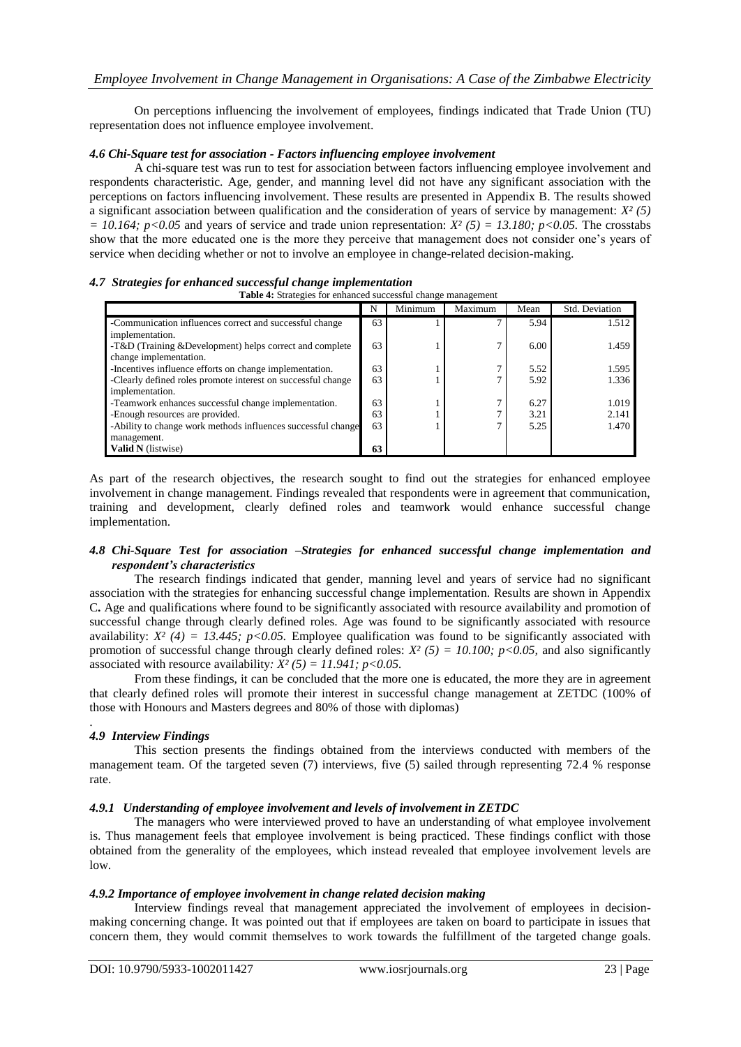On perceptions influencing the involvement of employees, findings indicated that Trade Union (TU) representation does not influence employee involvement.

### *4.6 Chi-Square test for association - Factors influencing employee involvement*

A chi-square test was run to test for association between factors influencing employee involvement and respondents characteristic. Age, gender, and manning level did not have any significant association with the perceptions on factors influencing involvement. These results are presented in Appendix B. The results showed a significant association between qualification and the consideration of years of service by management: $X^2 (5) = 10.164; p<0.05$ and years of service and trade union representation: $X^2 (5) = 13.180; p<0.05$. The crosstabs show that the more educated one is the more they perceive that management does not consider one's years of service when deciding whether or not to involve an employee in change-related decision-making.

### *4.7 Strategies for enhanced successful change implementation*

**Table 4:** Strategies for enhanced successful change management

| | N | Minimum | Maximum | Mean | Std. Deviation |
|---|---|---|---|---|---|
| -Communication influences correct and successful change implementation. | 63 | 1 | 7 | 5.94 | 1.512 |
| -T&D (Training &Development) helps correct and complete change implementation. | 63 | 1 | 7 | 6.00 | 1.459 |
| -Incentives influence efforts on change implementation. | 63 | 1 | 7 | 5.52 | 1.595 |
| -Clearly defined roles promote interest on successful change implementation. | 63 | 1 | 7 | 5.92 | 1.336 |
| -Teamwork enhances successful change implementation. | 63 | 1 | 7 | 6.27 | 1.019 |
| -Enough resources are provided. | 63 | 1 | 7 | 3.21 | 2.141 |
| -Ability to change work methods influences successful change management. | 63 | 1 | 7 | 5.25 | 1.470 |
| **Valid N** (listwise) | **63** | | | | |

As part of the research objectives, the research sought to find out the strategies for enhanced employee involvement in change management. Findings revealed that respondents were in agreement that communication, training and development, clearly defined roles and teamwork would enhance successful change implementation.

### *4.8 Chi-Square Test for association –Strategies for enhanced successful change implementation and respondent's characteristics*

The research findings indicated that gender, manning level and years of service had no significant association with the strategies for enhancing successful change implementation. Results are shown in Appendix C**.** Age and qualifications where found to be significantly associated with resource availability and promotion of successful change through clearly defined roles. Age was found to be significantly associated with resource availability: $X^2 (4) = 13.445; p<0.05$. Employee qualification was found to be significantly associated with promotion of successful change through clearly defined roles: $X^2 (5) = 10.100; p<0.05$, and also significantly associated with resource availability: $X^2 (5) = 11.941; p<0.05$.

From these findings, it can be concluded that the more one is educated, the more they are in agreement that clearly defined roles will promote their interest in successful change management at ZETDC (100% of those with Honours and Masters degrees and 80% of those with diplomas)

.

### *4.9 Interview Findings*

This section presents the findings obtained from the interviews conducted with members of the management team. Of the targeted seven (7) interviews, five (5) sailed through representing 72.4 % response rate.

#### *4.9.1 Understanding of employee involvement and levels of involvement in ZETDC*

The managers who were interviewed proved to have an understanding of what employee involvement is. Thus management feels that employee involvement is being practiced. These findings conflict with those obtained from the generality of the employees, which instead revealed that employee involvement levels are low.

#### *4.9.2 Importance of employee involvement in change related decision making*

Interview findings reveal that management appreciated the involvement of employees in decision-making concerning change. It was pointed out that if employees are taken on board to participate in issues that concern them, they would commit themselves to work towards the fulfillment of the targeted change goals.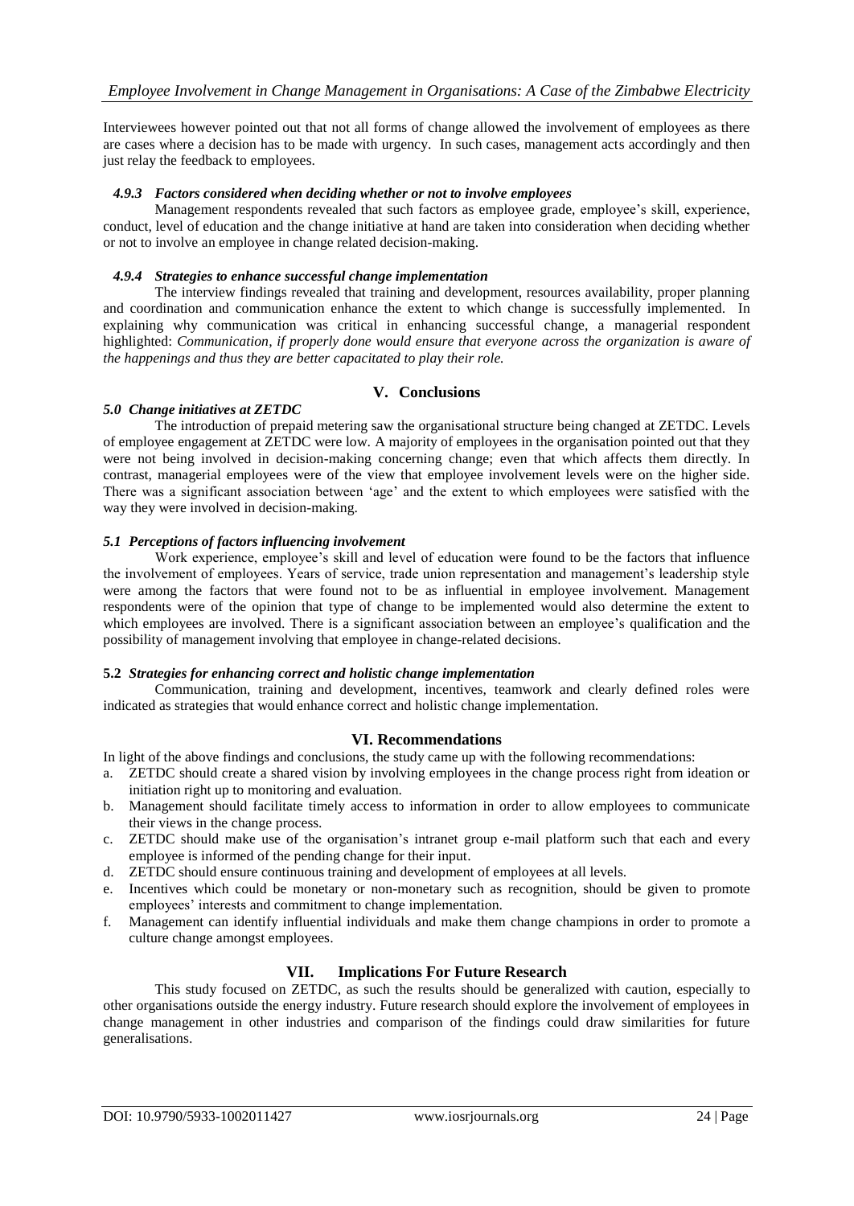Interviewees however pointed out that not all forms of change allowed the involvement of employees as there are cases where a decision has to be made with urgency. In such cases, management acts accordingly and then just relay the feedback to employees.

#### *4.9.3 Factors considered when deciding whether or not to involve employees*

Management respondents revealed that such factors as employee grade, employee's skill, experience, conduct, level of education and the change initiative at hand are taken into consideration when deciding whether or not to involve an employee in change related decision-making.

#### *4.9.4 Strategies to enhance successful change implementation*

The interview findings revealed that training and development, resources availability, proper planning and coordination and communication enhance the extent to which change is successfully implemented. In explaining why communication was critical in enhancing successful change, a managerial respondent highlighted: *Communication, if properly done would ensure that everyone across the organization is aware of the happenings and thus they are better capacitated to play their role.*

## V. Conclusions

### *5.0 Change initiatives at ZETDC*

The introduction of prepaid metering saw the organisational structure being changed at ZETDC. Levels of employee engagement at ZETDC were low. A majority of employees in the organisation pointed out that they were not being involved in decision-making concerning change; even that which affects them directly. In contrast, managerial employees were of the view that employee involvement levels were on the higher side. There was a significant association between 'age' and the extent to which employees were satisfied with the way they were involved in decision-making.

### *5.1 Perceptions of factors influencing involvement*

Work experience, employee's skill and level of education were found to be the factors that influence the involvement of employees. Years of service, trade union representation and management's leadership style were among the factors that were found not to be as influential in employee involvement. Management respondents were of the opinion that type of change to be implemented would also determine the extent to which employees are involved. There is a significant association between an employee's qualification and the possibility of management involving that employee in change-related decisions.

### **5.2** *Strategies for enhancing correct and holistic change implementation*

Communication, training and development, incentives, teamwork and clearly defined roles were indicated as strategies that would enhance correct and holistic change implementation.

## VI. Recommendations

In light of the above findings and conclusions, the study came up with the following recommendations:

a. ZETDC should create a shared vision by involving employees in the change process right from ideation or initiation right up to monitoring and evaluation.
b. Management should facilitate timely access to information in order to allow employees to communicate their views in the change process.
c. ZETDC should make use of the organisation's intranet group e-mail platform such that each and every employee is informed of the pending change for their input.
d. ZETDC should ensure continuous training and development of employees at all levels.
e. Incentives which could be monetary or non-monetary such as recognition, should be given to promote employees' interests and commitment to change implementation.
f. Management can identify influential individuals and make them change champions in order to promote a culture change amongst employees.

## VII. Implications For Future Research

This study focused on ZETDC, as such the results should be generalized with caution, especially to other organisations outside the energy industry. Future research should explore the involvement of employees in change management in other industries and comparison of the findings could draw similarities for future generalisations.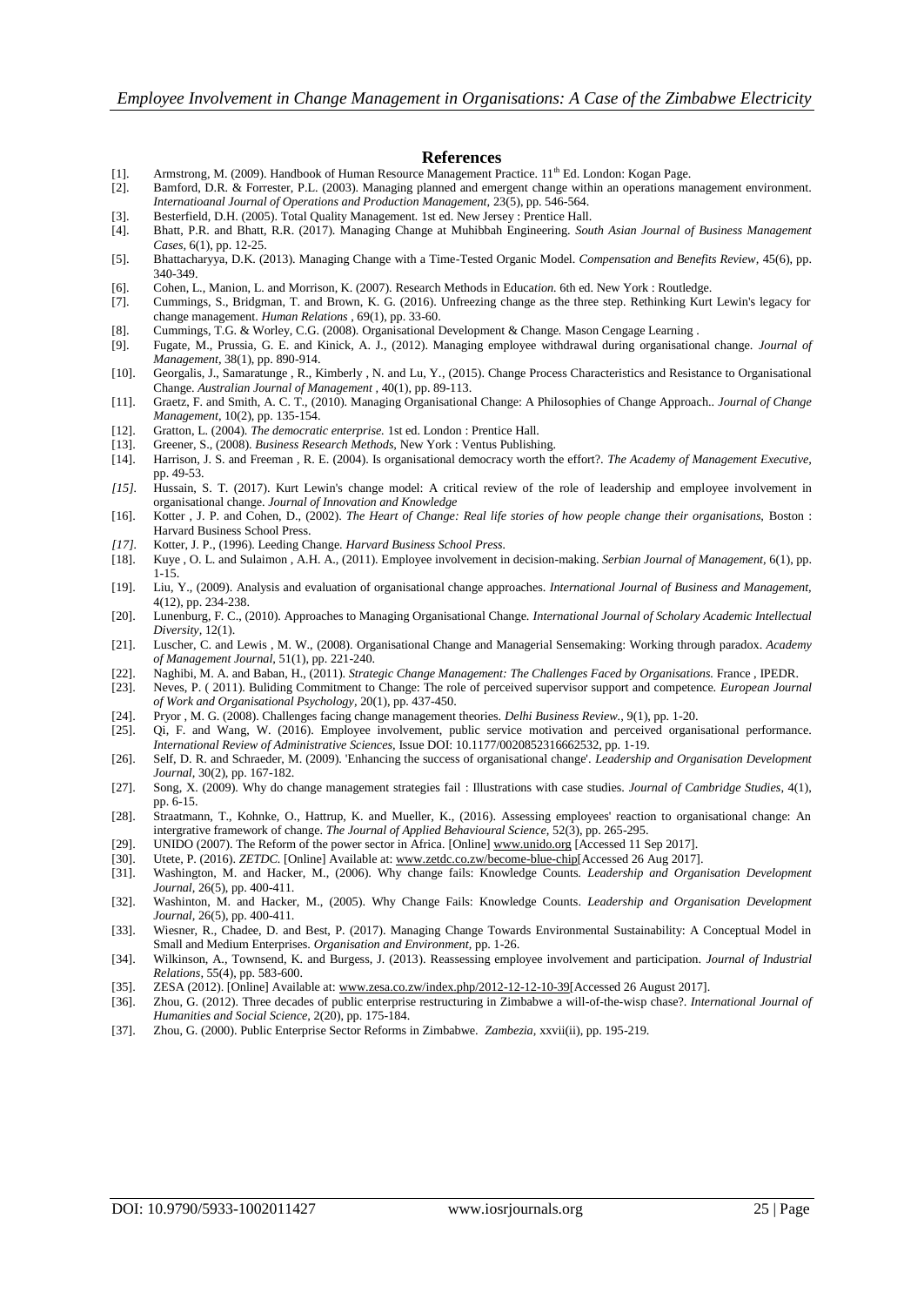## References

[1]. Armstrong, M. (2009). Handbook of Human Resource Management Practice. 11th Ed. London: Kogan Page.

[2]. Bamford, D.R. & Forrester, P.L. (2003). Managing planned and emergent change within an operations management environment. *Internatioanal Journal of Operations and Production Management*, 23(5), pp. 546-564.

[3]. Besterfield, D.H. (2005). Total Quality Management. 1st ed. New Jersey : Prentice Hall.

[4]. Bhatt, P.R. and Bhatt, R.R. (2017). Managing Change at Muhibbah Engineering. *South Asian Journal of Business Management Cases*, 6(1), pp. 12-25.

[5]. Bhattacharyya, D.K. (2013). Managing Change with a Time-Tested Organic Model. *Compensation and Benefits Review*, 45(6), pp. 340-349.

[6]. Cohen, L., Manion, L. and Morrison, K. (2007). Research Methods in Education. 6th ed. New York : Routledge.

[7]. Cummings, S., Bridgman, T. and Brown, K. G. (2016). Unfreezing change as the three step. Rethinking Kurt Lewin's legacy for change management. *Human Relations* , 69(1), pp. 33-60.

[8]. Cummings, T.G. & Worley, C.G. (2008). Organisational Development & Change. Mason Cengage Learning .

[9]. Fugate, M., Prussia, G. E. and Kinick, A. J., (2012). Managing employee withdrawal during organisational change. *Journal of Management*, 38(1), pp. 890-914.

[10]. Georgalis, J., Samaratunge , R., Kimberly , N. and Lu, Y., (2015). Change Process Characteristics and Resistance to Organisational Change. *Australian Journal of Management* , 40(1), pp. 89-113.

[11]. Graetz, F. and Smith, A. C. T., (2010). Managing Organisational Change: A Philosophies of Change Approach.. *Journal of Change Management*, 10(2), pp. 135-154.

[12]. Gratton, L. (2004). *The democratic enterprise.* 1st ed. London : Prentice Hall.

[13]. Greener, S., (2008). *Business Research Methods*, New York : Ventus Publishing.

[14]. Harrison, J. S. and Freeman , R. E. (2004). Is organisational democracy worth the effort?. *The Academy of Management Executive*, pp. 49-53.

*[15].* Hussain, S. T. (2017). Kurt Lewin's change model: A critical review of the role of leadership and employee involvement in organisational change. *Journal of Innovation and Knowledge*

[16]. Kotter , J. P. and Cohen, D., (2002). *The Heart of Change: Real life stories of how people change their organisations*, Boston : Harvard Business School Press.

*[17].* Kotter, J. P., (1996). Leeding Change. *Harvard Business School Press.*

[18]. Kuye , O. L. and Sulaimon , A.H. A., (2011). Employee involvement in decision-making. *Serbian Journal of Management*, 6(1), pp. 1-15.

[19]. Liu, Y., (2009). Analysis and evaluation of organisational change approaches. *International Journal of Business and Management*, 4(12), pp. 234-238.

[20]. Lunenburg, F. C., (2010). Approaches to Managing Organisational Change. *International Journal of Scholary Academic Intellectual Diversity*, 12(1).

[21]. Luscher, C. and Lewis , M. W., (2008). Organisational Change and Managerial Sensemaking: Working through paradox. *Academy of Management Journal*, 51(1), pp. 221-240.

[22]. Naghibi, M. A. and Baban, H., (2011). *Strategic Change Management: The Challenges Faced by Organisations.* France , IPEDR.

[23]. Neves, P. ( 2011). Buliding Commitment to Change: The role of perceived supervisor support and competence. *European Journal of Work and Organisational Psychology*, 20(1), pp. 437-450.

[24]. Pryor , M. G. (2008). Challenges facing change management theories. *Delhi Business Review.*, 9(1), pp. 1-20.

[25]. Qi, F. and Wang, W. (2016). Employee involvement, public service motivation and perceived organisational performance. *International Review of Administrative Sciences*, Issue DOI: 10.1177/0020852316662532, pp. 1-19.

[26]. Self, D. R. and Schraeder, M. (2009). 'Enhancing the success of organisational change'. *Leadership and Organisation Development Journal*, 30(2), pp. 167-182.

[27]. Song, X. (2009). Why do change management strategies fail : Illustrations with case studies. *Journal of Cambridge Studies*, 4(1), pp. 6-15.

[28]. Straatmann, T., Kohnke, O., Hattrup, K. and Mueller, K., (2016). Assessing employees' reaction to organisational change: An intergrative framework of change. *The Journal of Applied Behavioural Science*, 52(3), pp. 265-295.

[29]. UNIDO (2007). The Reform of the power sector in Africa. [Online] www.unido.org [Accessed 11 Sep 2017].

[30]. Utete, P. (2016). *ZETDC.* [Online] Available at: www.zetdc.co.zw/become-blue-chip[Accessed 26 Aug 2017].

[31]. Washington, M. and Hacker, M., (2006). Why change fails: Knowledge Counts. *Leadership and Organisation Development Journal*, 26(5), pp. 400-411.

[32]. Washinton, M. and Hacker, M., (2005). Why Change Fails: Knowledge Counts. *Leadership and Organisation Development Journal*, 26(5), pp. 400-411.

[33]. Wiesner, R., Chadee, D. and Best, P. (2017). Managing Change Towards Environmental Sustainability: A Conceptual Model in Small and Medium Enterprises. *Organisation and Environment*, pp. 1-26.

[34]. Wilkinson, A., Townsend, K. and Burgess, J. (2013). Reassessing employee involvement and participation. *Journal of Industrial Relations*, 55(4), pp. 583-600.

[35]. ZESA (2012). [Online] Available at: www.zesa.co.zw/index.php/2012-12-12-10-39[Accessed 26 August 2017].

[36]. Zhou, G. (2012). Three decades of public enterprise restructuring in Zimbabwe a will-of-the-wisp chase?. *International Journal of Humanities and Social Science*, 2(20), pp. 175-184.

[37]. Zhou, G. (2000). Public Enterprise Sector Reforms in Zimbabwe. *Zambezia*, xxvii(ii), pp. 195-219.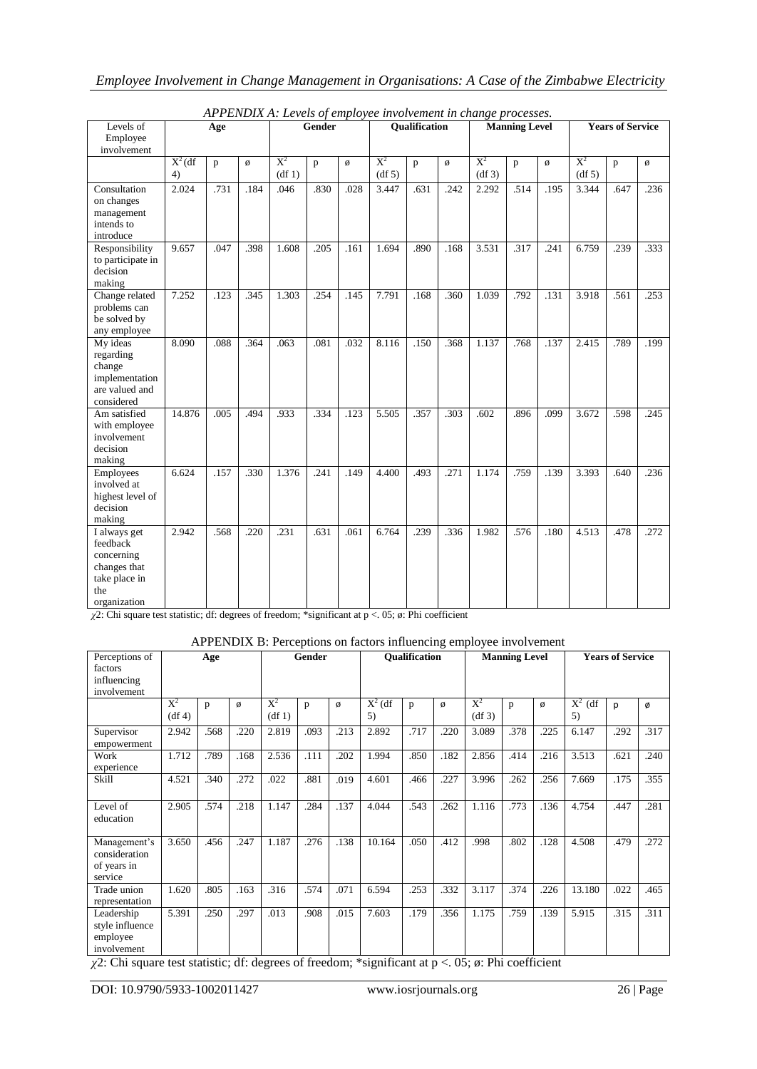*APPENDIX A: Levels of employee involvement in change processes.*

| Levels of Employee involvement | Age | | | Gender | | | Qualification | | | Manning Level | | | Years of Service | | |
|---|---|---|---|---|---|---|---|---|---|---|---|---|---|---|---|
| | $X^2$ (df 4) | p | ø | $X^2$ (df 1) | p | ø | $X^2$ (df 5) | p | ø | $X^2$ (df 3) | p | ø | $X^2$ (df 5) | p | ø |
| Consultation on changes management intends to introduce | 2.024 | .731 | .184 | .046 | .830 | .028 | 3.447 | .631 | .242 | 2.292 | .514 | .195 | 3.344 | .647 | .236 |
| Responsibility to participate in decision making | 9.657 | .047 | .398 | 1.608 | .205 | .161 | 1.694 | .890 | .168 | 3.531 | .317 | .241 | 6.759 | .239 | .333 |
| Change related problems can be solved by any employee | 7.252 | .123 | .345 | 1.303 | .254 | .145 | 7.791 | .168 | .360 | 1.039 | .792 | .131 | 3.918 | .561 | .253 |
| My ideas regarding change implementation are valued and considered | 8.090 | .088 | .364 | .063 | .081 | .032 | 8.116 | .150 | .368 | 1.137 | .768 | .137 | 2.415 | .789 | .199 |
| Am satisfied with employee involvement decision making | 14.876 | .005 | .494 | .933 | .334 | .123 | 5.505 | .357 | .303 | .602 | .896 | .099 | 3.672 | .598 | .245 |
| Employees involved at highest level of decision making | 6.624 | .157 | .330 | 1.376 | .241 | .149 | 4.400 | .493 | .271 | 1.174 | .759 | .139 | 3.393 | .640 | .236 |
| I always get feedback concerning changes that take place in the organization | 2.942 | .568 | .220 | .231 | .631 | .061 | 6.764 | .239 | .336 | 1.982 | .576 | .180 | 4.513 | .478 | .272 |

$\chi^2$: Chi square test statistic; df: degrees of freedom; *significant at p <. 05; ø: Phi coefficient

APPENDIX B: Perceptions on factors influencing employee involvement

| Perceptions of factors influencing involvement | Age | | | Gender | | | Qualification | | | Manning Level | | | Years of Service | | |
|---|---|---|---|---|---|---|---|---|---|---|---|---|---|---|---|
| | $X^2$ (df 4) | p | ø | $X^2$ (df 1) | p | ø | $X^2$ (df 5) | p | ø | $X^2$ (df 3) | p | ø | $X^2$ (df 5) | p | ø |
| Supervisor empowerment | 2.942 | .568 | .220 | 2.819 | .093 | .213 | 2.892 | .717 | .220 | 3.089 | .378 | .225 | 6.147 | .292 | .317 |
| Work experience | 1.712 | .789 | .168 | 2.536 | .111 | .202 | 1.994 | .850 | .182 | 2.856 | .414 | .216 | 3.513 | .621 | .240 |
| Skill | 4.521 | .340 | .272 | .022 | .881 | .019 | 4.601 | .466 | .227 | 3.996 | .262 | .256 | 7.669 | .175 | .355 |
| Level of education | 2.905 | .574 | .218 | 1.147 | .284 | .137 | 4.044 | .543 | .262 | 1.116 | .773 | .136 | 4.754 | .447 | .281 |
| Management's consideration of years in service | 3.650 | .456 | .247 | 1.187 | .276 | .138 | 10.164 | .050 | .412 | .998 | .802 | .128 | 4.508 | .479 | .272 |
| Trade union representation | 1.620 | .805 | .163 | .316 | .574 | .071 | 6.594 | .253 | .332 | 3.117 | .374 | .226 | 13.180 | .022 | .465 |
| Leadership style influence employee involvement | 5.391 | .250 | .297 | .013 | .908 | .015 | 7.603 | .179 | .356 | 1.175 | .759 | .139 | 5.915 | .315 | .311 |

$\chi^2$: Chi square test statistic; df: degrees of freedom; *significant at p <. 05; ø: Phi coefficient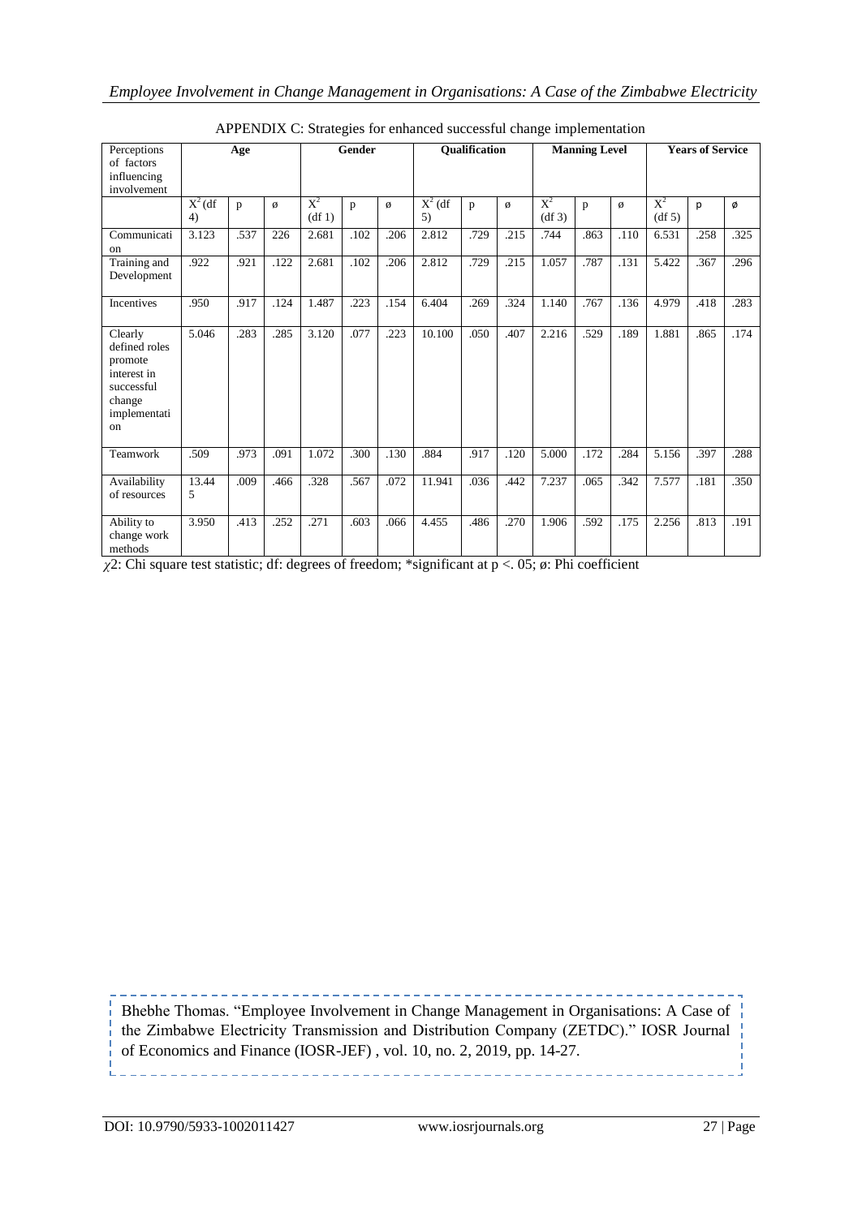APPENDIX C: Strategies for enhanced successful change implementation

| Perceptions of factors influencing involvement | Age | | | Gender | | | Qualification | | | Manning Level | | | Years of Service | | |
|---|---|---|---|---|---|---|---|---|---|---|---|---|---|---|---|
| | $X^2$ (df 4) | p | ø | $X^2$ (df 1) | p | ø | $X^2$ (df 5) | p | ø | $X^2$ (df 3) | p | ø | $X^2$ (df 5) | p | ø |
| Communication | 3.123 | .537 | 226 | 2.681 | .102 | .206 | 2.812 | .729 | .215 | .744 | .863 | .110 | 6.531 | .258 | .325 |
| Training and Development | .922 | .921 | .122 | 2.681 | .102 | .206 | 2.812 | .729 | .215 | 1.057 | .787 | .131 | 5.422 | .367 | .296 |
| Incentives | .950 | .917 | .124 | 1.487 | .223 | .154 | 6.404 | .269 | .324 | 1.140 | .767 | .136 | 4.979 | .418 | .283 |
| Clearly defined roles promote interest in successful change implementation | 5.046 | .283 | .285 | 3.120 | .077 | .223 | 10.100 | .050 | .407 | 2.216 | .529 | .189 | 1.881 | .865 | .174 |
| Teamwork | .509 | .973 | .091 | 1.072 | .300 | .130 | .884 | .917 | .120 | 5.000 | .172 | .284 | 5.156 | .397 | .288 |
| Availability of resources | 13.445 | .009 | .466 | .328 | .567 | .072 | 11.941 | .036 | .442 | 7.237 | .065 | .342 | 7.577 | .181 | .350 |
| Ability to change work methods | 3.950 | .413 | .252 | .271 | .603 | .066 | 4.455 | .486 | .270 | 1.906 | .592 | .175 | 2.256 | .813 | .191 |

$\chi 2$: Chi square test statistic; df: degrees of freedom; *significant at p <. 05; ø: Phi coefficient

Bhebhe Thomas. "Employee Involvement in Change Management in Organisations: A Case of the Zimbabwe Electricity Transmission and Distribution Company (ZETDC)." IOSR Journal of Economics and Finance (IOSR-JEF) , vol. 10, no. 2, 2019, pp. 14-27.